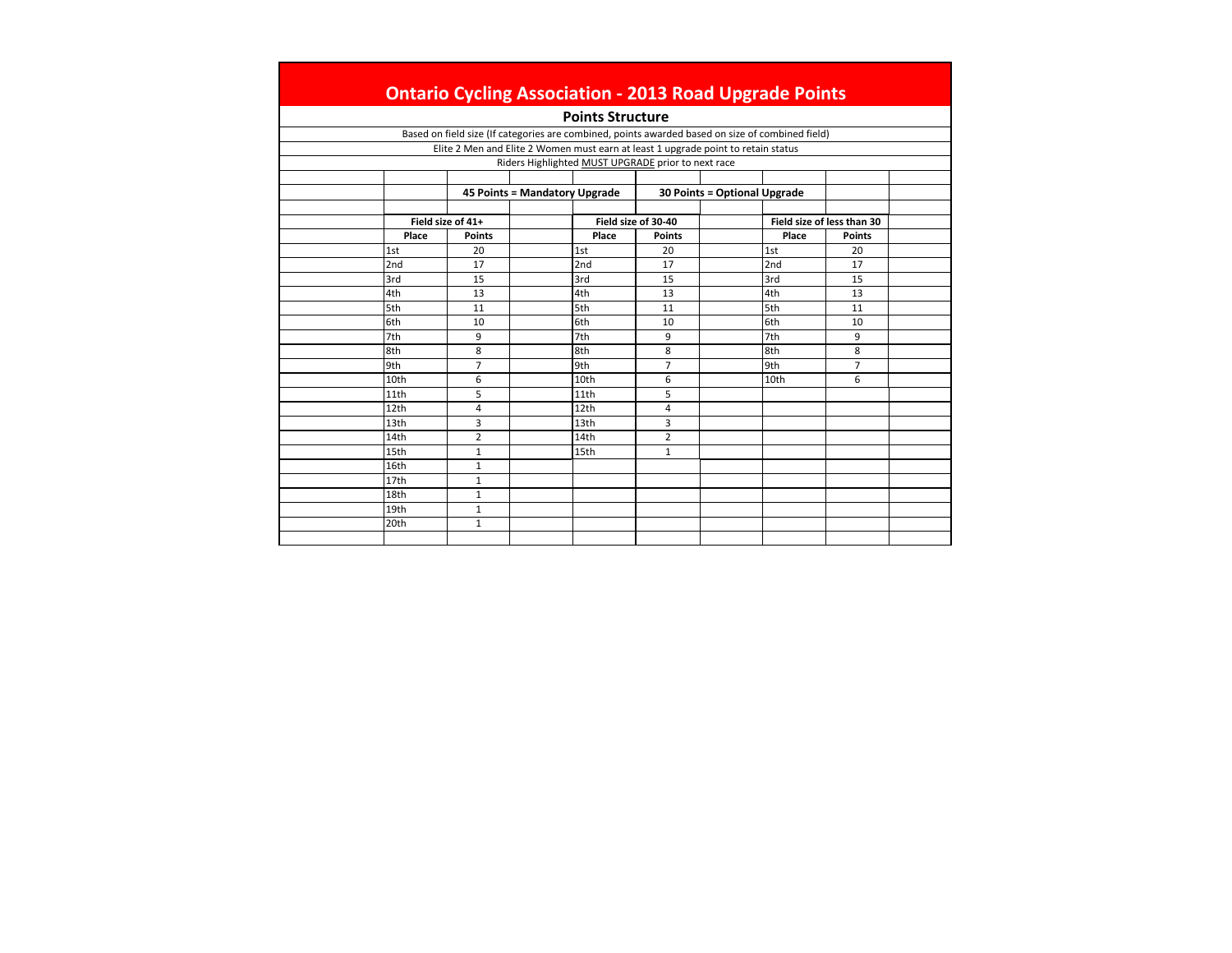# Ontario Cycling Association - 2013 Road Upgrade Points

## Points Structure

Based on field size (If categories are combined, points awarded based on size of combined field)

Elite 2 Men and Elite 2 Women must earn at least 1 upgrade point to retain status

Riders Highlighted MUST UPGRADE prior to next race

**45 Points = Mandatory Upgrade** **30 Points = Optional Upgrade**

| Field size of 41+ | | | Field size of 30-40 | | | Field size of less than 30 | |
|---|---|---|---|---|---|---|---|
| **Place** | **Points** | | **Place** | **Points** | | **Place** | **Points** |
| 1st | 20 | | 1st | 20 | | 1st | 20 |
| 2nd | 17 | | 2nd | 17 | | 2nd | 17 |
| 3rd | 15 | | 3rd | 15 | | 3rd | 15 |
| 4th | 13 | | 4th | 13 | | 4th | 13 |
| 5th | 11 | | 5th | 11 | | 5th | 11 |
| 6th | 10 | | 6th | 10 | | 6th | 10 |
| 7th | 9 | | 7th | 9 | | 7th | 9 |
| 8th | 8 | | 8th | 8 | | 8th | 8 |
| 9th | 7 | | 9th | 7 | | 9th | 7 |
| 10th | 6 | | 10th | 6 | | 10th | 6 |
| 11th | 5 | | 11th | 5 | | | |
| 12th | 4 | | 12th | 4 | | | |
| 13th | 3 | | 13th | 3 | | | |
| 14th | 2 | | 14th | 2 | | | |
| 15th | 1 | | 15th | 1 | | | |
| 16th | 1 | | | | | | |
| 17th | 1 | | | | | | |
| 18th | 1 | | | | | | |
| 19th | 1 | | | | | | |
| 20th | 1 | | | | | | |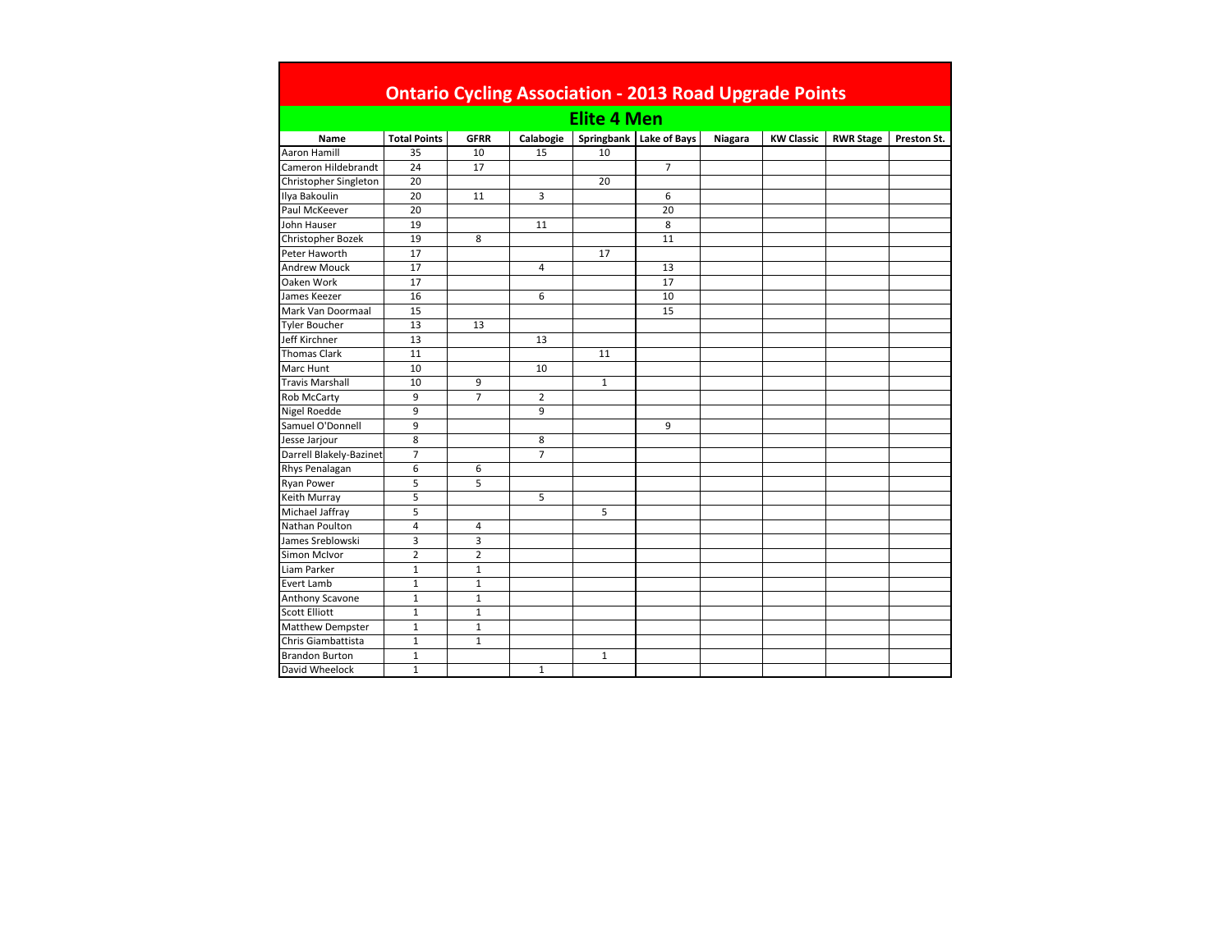# Ontario Cycling Association - 2013 Road Upgrade Points

## Elite 4 Men

| Name | Total Points | GFRR | Calabogie | Springbank | Lake of Bays | Niagara | KW Classic | RWR Stage | Preston St. |
|---|---|---|---|---|---|---|---|---|---|
| Aaron Hamill | 35 | 10 | 15 | 10 | | | | | |
| Cameron Hildebrandt | 24 | 17 | | | 7 | | | | |
| Christopher Singleton | 20 | | | 20 | | | | | |
| Ilya Bakoulin | 20 | 11 | 3 | | 6 | | | | |
| Paul McKeever | 20 | | | | 20 | | | | |
| John Hauser | 19 | | 11 | | 8 | | | | |
| Christopher Bozek | 19 | 8 | | | 11 | | | | |
| Peter Haworth | 17 | | | 17 | | | | | |
| Andrew Mouck | 17 | | 4 | | 13 | | | | |
| Oaken Work | 17 | | | | 17 | | | | |
| James Keezer | 16 | | 6 | | 10 | | | | |
| Mark Van Doormaal | 15 | | | | 15 | | | | |
| Tyler Boucher | 13 | 13 | | | | | | | |
| Jeff Kirchner | 13 | | 13 | | | | | | |
| Thomas Clark | 11 | | | 11 | | | | | |
| Marc Hunt | 10 | | 10 | | | | | | |
| Travis Marshall | 10 | 9 | | 1 | | | | | |
| Rob McCarty | 9 | 7 | 2 | | | | | | |
| Nigel Roedde | 9 | | 9 | | | | | | |
| Samuel O'Donnell | 9 | | | | 9 | | | | |
| Jesse Jarjour | 8 | | 8 | | | | | | |
| Darrell Blakely-Bazinet | 7 | | 7 | | | | | | |
| Rhys Penalagan | 6 | 6 | | | | | | | |
| Ryan Power | 5 | 5 | | | | | | | |
| Keith Murray | 5 | | 5 | | | | | | |
| Michael Jaffray | 5 | | | 5 | | | | | |
| Nathan Poulton | 4 | 4 | | | | | | | |
| James Sreblowski | 3 | 3 | | | | | | | |
| Simon McIvor | 2 | 2 | | | | | | | |
| Liam Parker | 1 | 1 | | | | | | | |
| Evert Lamb | 1 | 1 | | | | | | | |
| Anthony Scavone | 1 | 1 | | | | | | | |
| Scott Elliott | 1 | 1 | | | | | | | |
| Matthew Dempster | 1 | 1 | | | | | | | |
| Chris Giambattista | 1 | 1 | | | | | | | |
| Brandon Burton | 1 | | | 1 | | | | | |
| David Wheelock | 1 | | 1 | | | | | | |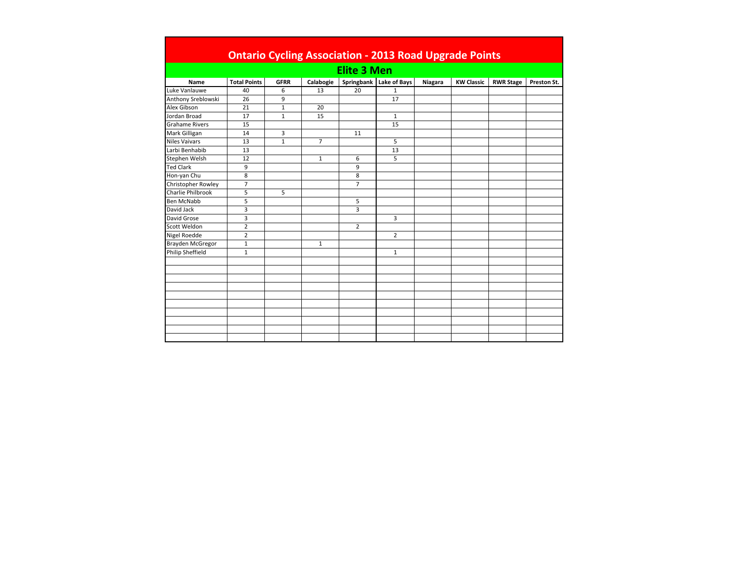# Ontario Cycling Association - 2013 Road Upgrade Points

## Elite 3 Men

| Name | Total Points | GFRR | Calabogie | Springbank | Lake of Bays | Niagara | KW Classic | RWR Stage | Preston St. |
|---|---|---|---|---|---|---|---|---|---|
| Luke Vanlauwe | 40 | 6 | 13 | 20 | 1 | | | | |
| Anthony Sreblowski | 26 | 9 | | | 17 | | | | |
| Alex Gibson | 21 | 1 | 20 | | | | | | |
| Jordan Broad | 17 | 1 | 15 | | 1 | | | | |
| Grahame Rivers | 15 | | | | 15 | | | | |
| Mark Gilligan | 14 | 3 | | 11 | | | | | |
| Niles Vaivars | 13 | 1 | 7 | | 5 | | | | |
| Larbi Benhabib | 13 | | | | 13 | | | | |
| Stephen Welsh | 12 | | 1 | 6 | 5 | | | | |
| Ted Clark | 9 | | | 9 | | | | | |
| Hon-yan Chu | 8 | | | 8 | | | | | |
| Christopher Rowley | 7 | | | 7 | | | | | |
| Charlie Philbrook | 5 | 5 | | | | | | | |
| Ben McNabb | 5 | | | 5 | | | | | |
| David Jack | 3 | | | 3 | | | | | |
| David Grose | 3 | | | | 3 | | | | |
| Scott Weldon | 2 | | | 2 | | | | | |
| Nigel Roedde | 2 | | | | 2 | | | | |
| Brayden McGregor | 1 | | 1 | | | | | | |
| Philip Sheffield | 1 | | | | 1 | | | | |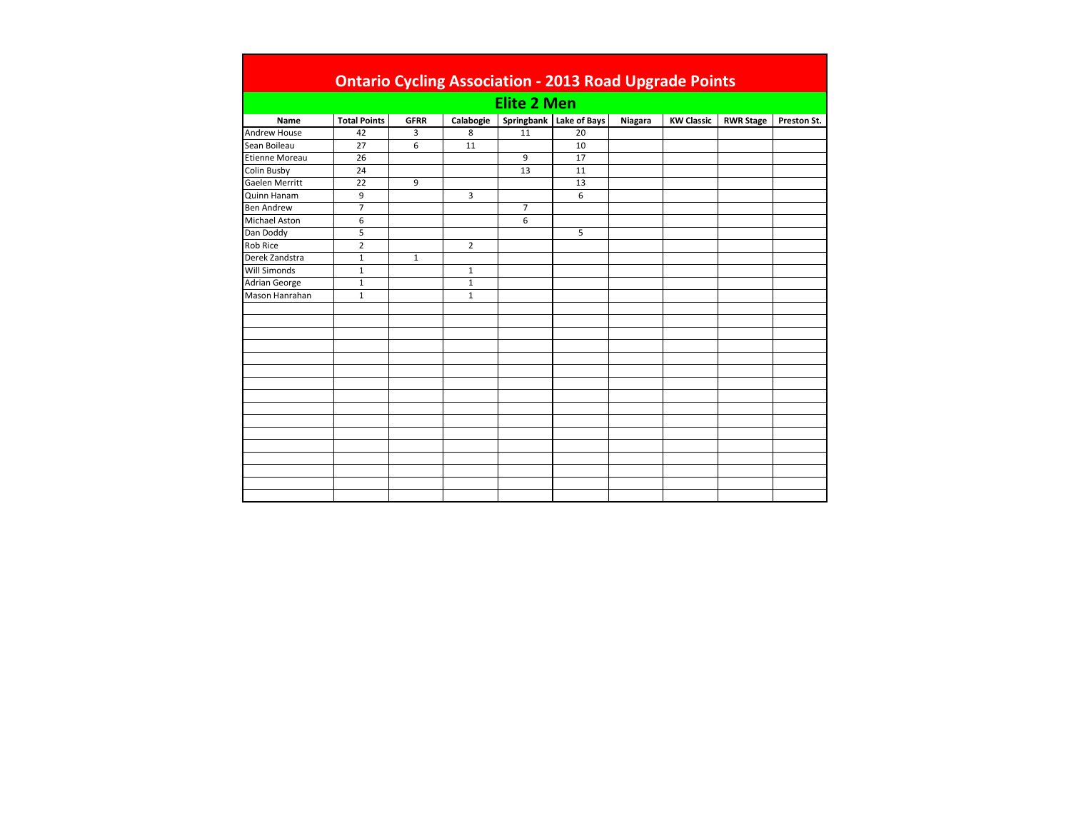# Ontario Cycling Association - 2013 Road Upgrade Points

## Elite 2 Men

| Name | Total Points | GFRR | Calabogie | Springbank | Lake of Bays | Niagara | KW Classic | RWR Stage | Preston St. |
|---|---|---|---|---|---|---|---|---|---|
| Andrew House | 42 | 3 | 8 | 11 | 20 | | | | |
| Sean Boileau | 27 | 6 | 11 | | 10 | | | | |
| Etienne Moreau | 26 | | | 9 | 17 | | | | |
| Colin Busby | 24 | | | 13 | 11 | | | | |
| Gaelen Merritt | 22 | 9 | | | 13 | | | | |
| Quinn Hanam | 9 | | 3 | | 6 | | | | |
| Ben Andrew | 7 | | | 7 | | | | | |
| Michael Aston | 6 | | | 6 | | | | | |
| Dan Doddy | 5 | | | | 5 | | | | |
| Rob Rice | 2 | | 2 | | | | | | |
| Derek Zandstra | 1 | 1 | | | | | | | |
| Will Simonds | 1 | | 1 | | | | | | |
| Adrian George | 1 | | 1 | | | | | | |
| Mason Hanrahan | 1 | | 1 | | | | | | |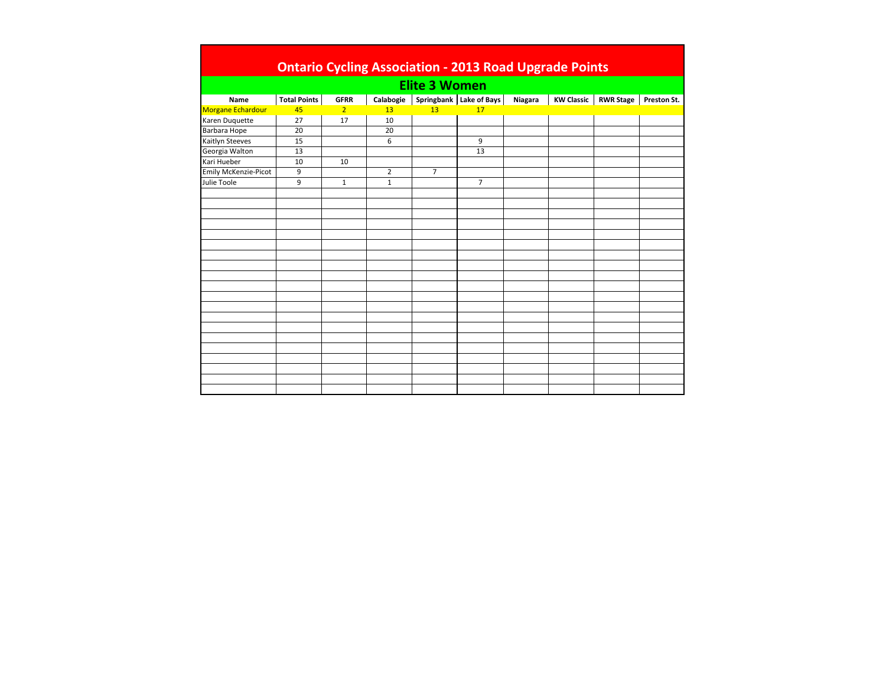# Ontario Cycling Association - 2013 Road Upgrade Points

## Elite 3 Women

| Name | Total Points | GFRR | Calabogie | Springbank | Lake of Bays | Niagara | KW Classic | RWR Stage | Preston St. |
|---|---|---|---|---|---|---|---|---|---|
| Morgane Echardour | 45 | 2 | 13 | 13 | 17 | | | | |
| Karen Duquette | 27 | 17 | 10 | | | | | | |
| Barbara Hope | 20 | | 20 | | | | | | |
| Kaitlyn Steeves | 15 | | 6 | | 9 | | | | |
| Georgia Walton | 13 | | | | 13 | | | | |
| Kari Hueber | 10 | 10 | | | | | | | |
| Emily McKenzie-Picot | 9 | | 2 | 7 | | | | | |
| Julie Toole | 9 | 1 | 1 | | 7 | | | | |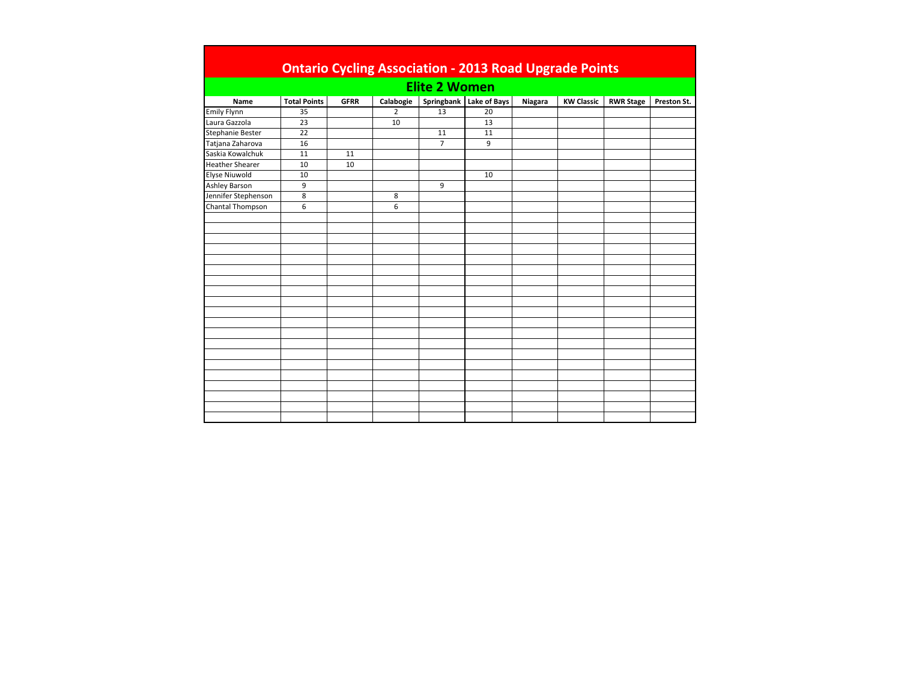# Ontario Cycling Association - 2013 Road Upgrade Points

## Elite 2 Women

| Name | Total Points | GFRR | Calabogie | Springbank | Lake of Bays | Niagara | KW Classic | RWR Stage | Preston St. |
|---|---|---|---|---|---|---|---|---|---|
| Emily Flynn | 35 | | 2 | 13 | 20 | | | | |
| Laura Gazzola | 23 | | 10 | | 13 | | | | |
| Stephanie Bester | 22 | | | 11 | 11 | | | | |
| Tatjana Zaharova | 16 | | | 7 | 9 | | | | |
| Saskia Kowalchuk | 11 | 11 | | | | | | | |
| Heather Shearer | 10 | 10 | | | | | | | |
| Elyse Niuwold | 10 | | | | 10 | | | | |
| Ashley Barson | 9 | | | 9 | | | | | |
| Jennifer Stephenson | 8 | | 8 | | | | | | |
| Chantal Thompson | 6 | | 6 | | | | | | |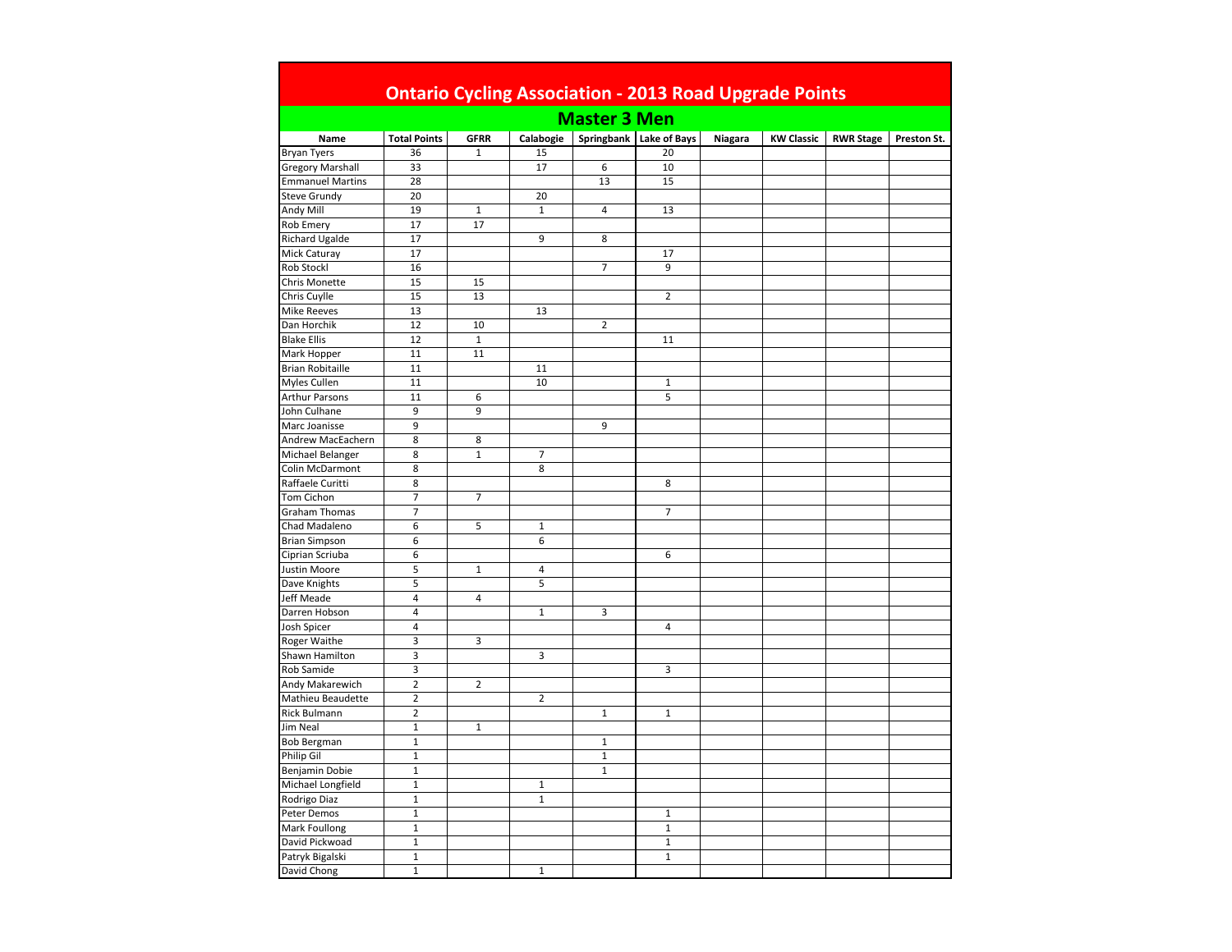# Ontario Cycling Association - 2013 Road Upgrade Points

## Master 3 Men

| Name | Total Points | GFRR | Calabogie | Springbank | Lake of Bays | Niagara | KW Classic | RWR Stage | Preston St. |
|---|---|---|---|---|---|---|---|---|---|
| Bryan Tyers | 36 | 1 | 15 | | 20 | | | | |
| Gregory Marshall | 33 | | 17 | 6 | 10 | | | | |
| Emmanuel Martins | 28 | | | 13 | 15 | | | | |
| Steve Grundy | 20 | | 20 | | | | | | |
| Andy Mill | 19 | 1 | 1 | 4 | 13 | | | | |
| Rob Emery | 17 | 17 | | | | | | | |
| Richard Ugalde | 17 | | 9 | 8 | | | | | |
| Mick Caturay | 17 | | | | 17 | | | | |
| Rob Stockl | 16 | | | 7 | 9 | | | | |
| Chris Monette | 15 | 15 | | | | | | | |
| Chris Cuylle | 15 | 13 | | | 2 | | | | |
| Mike Reeves | 13 | | 13 | | | | | | |
| Dan Horchik | 12 | 10 | | 2 | | | | | |
| Blake Ellis | 12 | 1 | | | 11 | | | | |
| Mark Hopper | 11 | 11 | | | | | | | |
| Brian Robitaille | 11 | | 11 | | | | | | |
| Myles Cullen | 11 | | 10 | | 1 | | | | |
| Arthur Parsons | 11 | 6 | | | 5 | | | | |
| John Culhane | 9 | 9 | | | | | | | |
| Marc Joanisse | 9 | | | 9 | | | | | |
| Andrew MacEachern | 8 | 8 | | | | | | | |
| Michael Belanger | 8 | 1 | 7 | | | | | | |
| Colin McDarmont | 8 | | 8 | | | | | | |
| Raffaele Curitti | 8 | | | | 8 | | | | |
| Tom Cichon | 7 | 7 | | | | | | | |
| Graham Thomas | 7 | | | | 7 | | | | |
| Chad Madaleno | 6 | 5 | 1 | | | | | | |
| Brian Simpson | 6 | | 6 | | | | | | |
| Ciprian Scriuba | 6 | | | | 6 | | | | |
| Justin Moore | 5 | 1 | 4 | | | | | | |
| Dave Knights | 5 | | 5 | | | | | | |
| Jeff Meade | 4 | 4 | | | | | | | |
| Darren Hobson | 4 | | 1 | 3 | | | | | |
| Josh Spicer | 4 | | | | 4 | | | | |
| Roger Waithe | 3 | 3 | | | | | | | |
| Shawn Hamilton | 3 | | 3 | | | | | | |
| Rob Samide | 3 | | | | 3 | | | | |
| Andy Makarewich | 2 | 2 | | | | | | | |
| Mathieu Beaudette | 2 | | 2 | | | | | | |
| Rick Bulmann | 2 | | | 1 | 1 | | | | |
| Jim Neal | 1 | 1 | | | | | | | |
| Bob Bergman | 1 | | | 1 | | | | | |
| Philip Gil | 1 | | | 1 | | | | | |
| Benjamin Dobie | 1 | | | 1 | | | | | |
| Michael Longfield | 1 | | 1 | | | | | | |
| Rodrigo Diaz | 1 | | 1 | | | | | | |
| Peter Demos | 1 | | | | 1 | | | | |
| Mark Foullong | 1 | | | | 1 | | | | |
| David Pickwoad | 1 | | | | 1 | | | | |
| Patryk Bigalski | 1 | | | | 1 | | | | |
| David Chong | 1 | | 1 | | | | | | |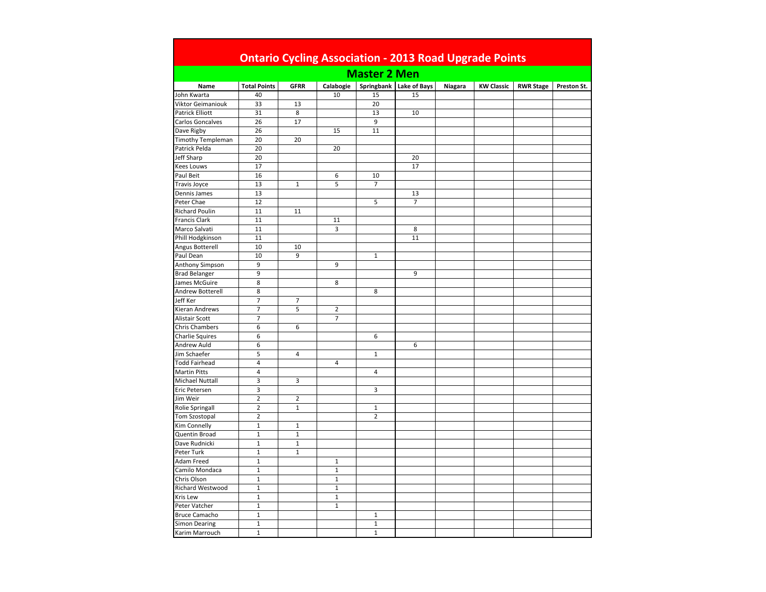# Ontario Cycling Association - 2013 Road Upgrade Points

## Master 2 Men

| Name | Total Points | GFRR | Calabogie | Springbank | Lake of Bays | Niagara | KW Classic | RWR Stage | Preston St. |
|---|---|---|---|---|---|---|---|---|---|
| John Kwarta | 40 | | 10 | 15 | 15 | | | | |
| Viktor Geimaniouk | 33 | 13 | | 20 | | | | | |
| Patrick Elliott | 31 | 8 | | 13 | 10 | | | | |
| Carlos Goncalves | 26 | 17 | | 9 | | | | | |
| Dave Rigby | 26 | | 15 | 11 | | | | | |
| Timothy Templeman | 20 | 20 | | | | | | | |
| Patrick Pelda | 20 | | 20 | | | | | | |
| Jeff Sharp | 20 | | | | 20 | | | | |
| Kees Louws | 17 | | | | 17 | | | | |
| Paul Beit | 16 | | 6 | 10 | | | | | |
| Travis Joyce | 13 | 1 | 5 | 7 | | | | | |
| Dennis James | 13 | | | | 13 | | | | |
| Peter Chae | 12 | | | 5 | 7 | | | | |
| Richard Poulin | 11 | 11 | | | | | | | |
| Francis Clark | 11 | | 11 | | | | | | |
| Marco Salvati | 11 | | 3 | | 8 | | | | |
| Phill Hodgkinson | 11 | | | | 11 | | | | |
| Angus Botterell | 10 | 10 | | | | | | | |
| Paul Dean | 10 | 9 | | 1 | | | | | |
| Anthony Simpson | 9 | | 9 | | | | | | |
| Brad Belanger | 9 | | | | 9 | | | | |
| James McGuire | 8 | | 8 | | | | | | |
| Andrew Botterell | 8 | | | 8 | | | | | |
| Jeff Ker | 7 | 7 | | | | | | | |
| Kieran Andrews | 7 | 5 | 2 | | | | | | |
| Alistair Scott | 7 | | 7 | | | | | | |
| Chris Chambers | 6 | 6 | | | | | | | |
| Charlie Squires | 6 | | | 6 | | | | | |
| Andrew Auld | 6 | | | | 6 | | | | |
| Jim Schaefer | 5 | 4 | | 1 | | | | | |
| Todd Fairhead | 4 | | 4 | | | | | | |
| Martin Pitts | 4 | | | 4 | | | | | |
| Michael Nuttall | 3 | 3 | | | | | | | |
| Eric Petersen | 3 | | | 3 | | | | | |
| Jim Weir | 2 | 2 | | | | | | | |
| Rolie Springall | 2 | 1 | | 1 | | | | | |
| Tom Szostopal | 2 | | | 2 | | | | | |
| Kim Connelly | 1 | 1 | | | | | | | |
| Quentin Broad | 1 | 1 | | | | | | | |
| Dave Rudnicki | 1 | 1 | | | | | | | |
| Peter Turk | 1 | 1 | | | | | | | |
| Adam Freed | 1 | | 1 | | | | | | |
| Camilo Mondaca | 1 | | 1 | | | | | | |
| Chris Olson | 1 | | 1 | | | | | | |
| Richard Westwood | 1 | | 1 | | | | | | |
| Kris Lew | 1 | | 1 | | | | | | |
| Peter Vatcher | 1 | | 1 | | | | | | |
| Bruce Camacho | 1 | | | 1 | | | | | |
| Simon Dearing | 1 | | | 1 | | | | | |
| Karim Marrouch | 1 | | | 1 | | | | | |